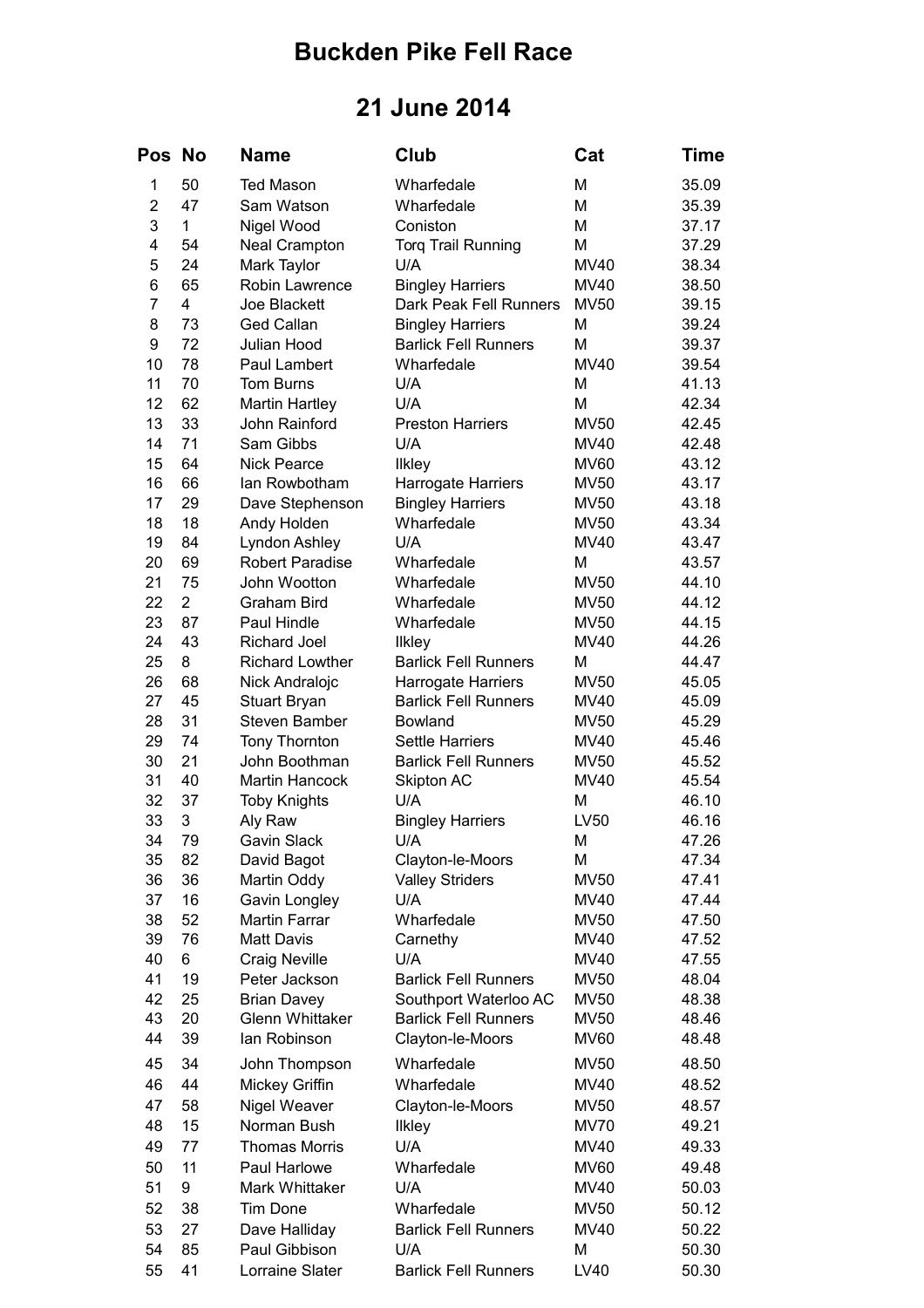# Buckden Pike Fell Race

## 21 June 2014

| Pos | No | Name | Club | Cat | Time |
|---|---|---|---|---|---|
| 1 | 50 | Ted Mason | Wharfedale | M | 35.09 |
| 2 | 47 | Sam Watson | Wharfedale | M | 35.39 |
| 3 | 1 | Nigel Wood | Coniston | M | 37.17 |
| 4 | 54 | Neal Crampton | Torq Trail Running | M | 37.29 |
| 5 | 24 | Mark Taylor | U/A | MV40 | 38.34 |
| 6 | 65 | Robin Lawrence | Bingley Harriers | MV40 | 38.50 |
| 7 | 4 | Joe Blackett | Dark Peak Fell Runners | MV50 | 39.15 |
| 8 | 73 | Ged Callan | Bingley Harriers | M | 39.24 |
| 9 | 72 | Julian Hood | Barlick Fell Runners | M | 39.37 |
| 10 | 78 | Paul Lambert | Wharfedale | MV40 | 39.54 |
| 11 | 70 | Tom Burns | U/A | M | 41.13 |
| 12 | 62 | Martin Hartley | U/A | M | 42.34 |
| 13 | 33 | John Rainford | Preston Harriers | MV50 | 42.45 |
| 14 | 71 | Sam Gibbs | U/A | MV40 | 42.48 |
| 15 | 64 | Nick Pearce | Ilkley | MV60 | 43.12 |
| 16 | 66 | Ian Rowbotham | Harrogate Harriers | MV50 | 43.17 |
| 17 | 29 | Dave Stephenson | Bingley Harriers | MV50 | 43.18 |
| 18 | 18 | Andy Holden | Wharfedale | MV50 | 43.34 |
| 19 | 84 | Lyndon Ashley | U/A | MV40 | 43.47 |
| 20 | 69 | Robert Paradise | Wharfedale | M | 43.57 |
| 21 | 75 | John Wootton | Wharfedale | MV50 | 44.10 |
| 22 | 2 | Graham Bird | Wharfedale | MV50 | 44.12 |
| 23 | 87 | Paul Hindle | Wharfedale | MV50 | 44.15 |
| 24 | 43 | Richard Joel | Ilkley | MV40 | 44.26 |
| 25 | 8 | Richard Lowther | Barlick Fell Runners | M | 44.47 |
| 26 | 68 | Nick Andralojc | Harrogate Harriers | MV50 | 45.05 |
| 27 | 45 | Stuart Bryan | Barlick Fell Runners | MV40 | 45.09 |
| 28 | 31 | Steven Bamber | Bowland | MV50 | 45.29 |
| 29 | 74 | Tony Thornton | Settle Harriers | MV40 | 45.46 |
| 30 | 21 | John Boothman | Barlick Fell Runners | MV50 | 45.52 |
| 31 | 40 | Martin Hancock | Skipton AC | MV40 | 45.54 |
| 32 | 37 | Toby Knights | U/A | M | 46.10 |
| 33 | 3 | Aly Raw | Bingley Harriers | LV50 | 46.16 |
| 34 | 79 | Gavin Slack | U/A | M | 47.26 |
| 35 | 82 | David Bagot | Clayton-le-Moors | M | 47.34 |
| 36 | 36 | Martin Oddy | Valley Striders | MV50 | 47.41 |
| 37 | 16 | Gavin Longley | U/A | MV40 | 47.44 |
| 38 | 52 | Martin Farrar | Wharfedale | MV50 | 47.50 |
| 39 | 76 | Matt Davis | Carnethy | MV40 | 47.52 |
| 40 | 6 | Craig Neville | U/A | MV40 | 47.55 |
| 41 | 19 | Peter Jackson | Barlick Fell Runners | MV50 | 48.04 |
| 42 | 25 | Brian Davey | Southport Waterloo AC | MV50 | 48.38 |
| 43 | 20 | Glenn Whittaker | Barlick Fell Runners | MV50 | 48.46 |
| 44 | 39 | Ian Robinson | Clayton-le-Moors | MV60 | 48.48 |
| 45 | 34 | John Thompson | Wharfedale | MV50 | 48.50 |
| 46 | 44 | Mickey Griffin | Wharfedale | MV40 | 48.52 |
| 47 | 58 | Nigel Weaver | Clayton-le-Moors | MV50 | 48.57 |
| 48 | 15 | Norman Bush | Ilkley | MV70 | 49.21 |
| 49 | 77 | Thomas Morris | U/A | MV40 | 49.33 |
| 50 | 11 | Paul Harlowe | Wharfedale | MV60 | 49.48 |
| 51 | 9 | Mark Whittaker | U/A | MV40 | 50.03 |
| 52 | 38 | Tim Done | Wharfedale | MV50 | 50.12 |
| 53 | 27 | Dave Halliday | Barlick Fell Runners | MV40 | 50.22 |
| 54 | 85 | Paul Gibbison | U/A | M | 50.30 |
| 55 | 41 | Lorraine Slater | Barlick Fell Runners | LV40 | 50.30 |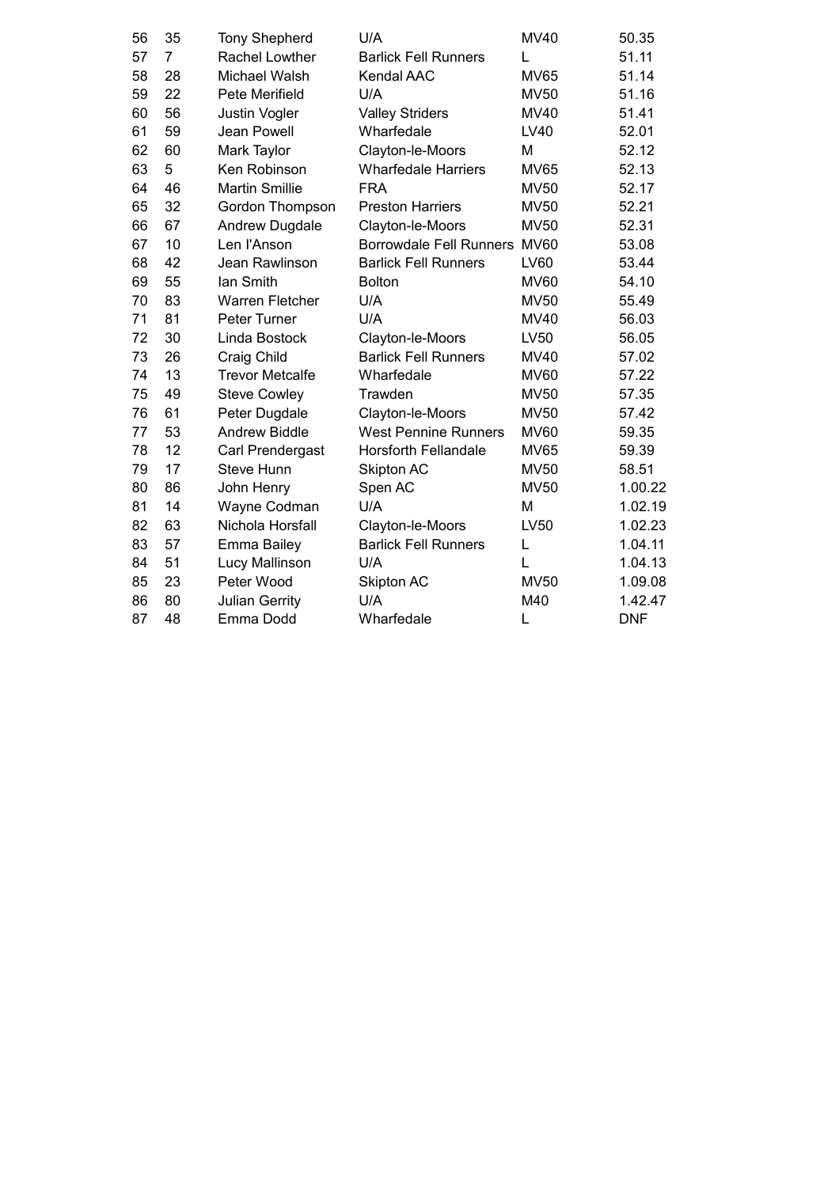| | | | | | |
|---|---|---|---|---|---|
| 56 | 35 | Tony Shepherd | U/A | MV40 | 50.35 |
| 57 | 7 | Rachel Lowther | Barlick Fell Runners | L | 51.11 |
| 58 | 28 | Michael Walsh | Kendal AAC | MV65 | 51.14 |
| 59 | 22 | Pete Merifield | U/A | MV50 | 51.16 |
| 60 | 56 | Justin Vogler | Valley Striders | MV40 | 51.41 |
| 61 | 59 | Jean Powell | Wharfedale | LV40 | 52.01 |
| 62 | 60 | Mark Taylor | Clayton-le-Moors | M | 52.12 |
| 63 | 5 | Ken Robinson | Wharfedale Harriers | MV65 | 52.13 |
| 64 | 46 | Martin Smillie | FRA | MV50 | 52.17 |
| 65 | 32 | Gordon Thompson | Preston Harriers | MV50 | 52.21 |
| 66 | 67 | Andrew Dugdale | Clayton-le-Moors | MV50 | 52.31 |
| 67 | 10 | Len I'Anson | Borrowdale Fell Runners | MV60 | 53.08 |
| 68 | 42 | Jean Rawlinson | Barlick Fell Runners | LV60 | 53.44 |
| 69 | 55 | Ian Smith | Bolton | MV60 | 54.10 |
| 70 | 83 | Warren Fletcher | U/A | MV50 | 55.49 |
| 71 | 81 | Peter Turner | U/A | MV40 | 56.03 |
| 72 | 30 | Linda Bostock | Clayton-le-Moors | LV50 | 56.05 |
| 73 | 26 | Craig Child | Barlick Fell Runners | MV40 | 57.02 |
| 74 | 13 | Trevor Metcalfe | Wharfedale | MV60 | 57.22 |
| 75 | 49 | Steve Cowley | Trawden | MV50 | 57.35 |
| 76 | 61 | Peter Dugdale | Clayton-le-Moors | MV50 | 57.42 |
| 77 | 53 | Andrew Biddle | West Pennine Runners | MV60 | 59.35 |
| 78 | 12 | Carl Prendergast | Horsforth Fellandale | MV65 | 59.39 |
| 79 | 17 | Steve Hunn | Skipton AC | MV50 | 58.51 |
| 80 | 86 | John Henry | Spen AC | MV50 | 1.00.22 |
| 81 | 14 | Wayne Codman | U/A | M | 1.02.19 |
| 82 | 63 | Nichola Horsfall | Clayton-le-Moors | LV50 | 1.02.23 |
| 83 | 57 | Emma Bailey | Barlick Fell Runners | L | 1.04.11 |
| 84 | 51 | Lucy Mallinson | U/A | L | 1.04.13 |
| 85 | 23 | Peter Wood | Skipton AC | MV50 | 1.09.08 |
| 86 | 80 | Julian Gerrity | U/A | M40 | 1.42.47 |
| 87 | 48 | Emma Dodd | Wharfedale | L | DNF |